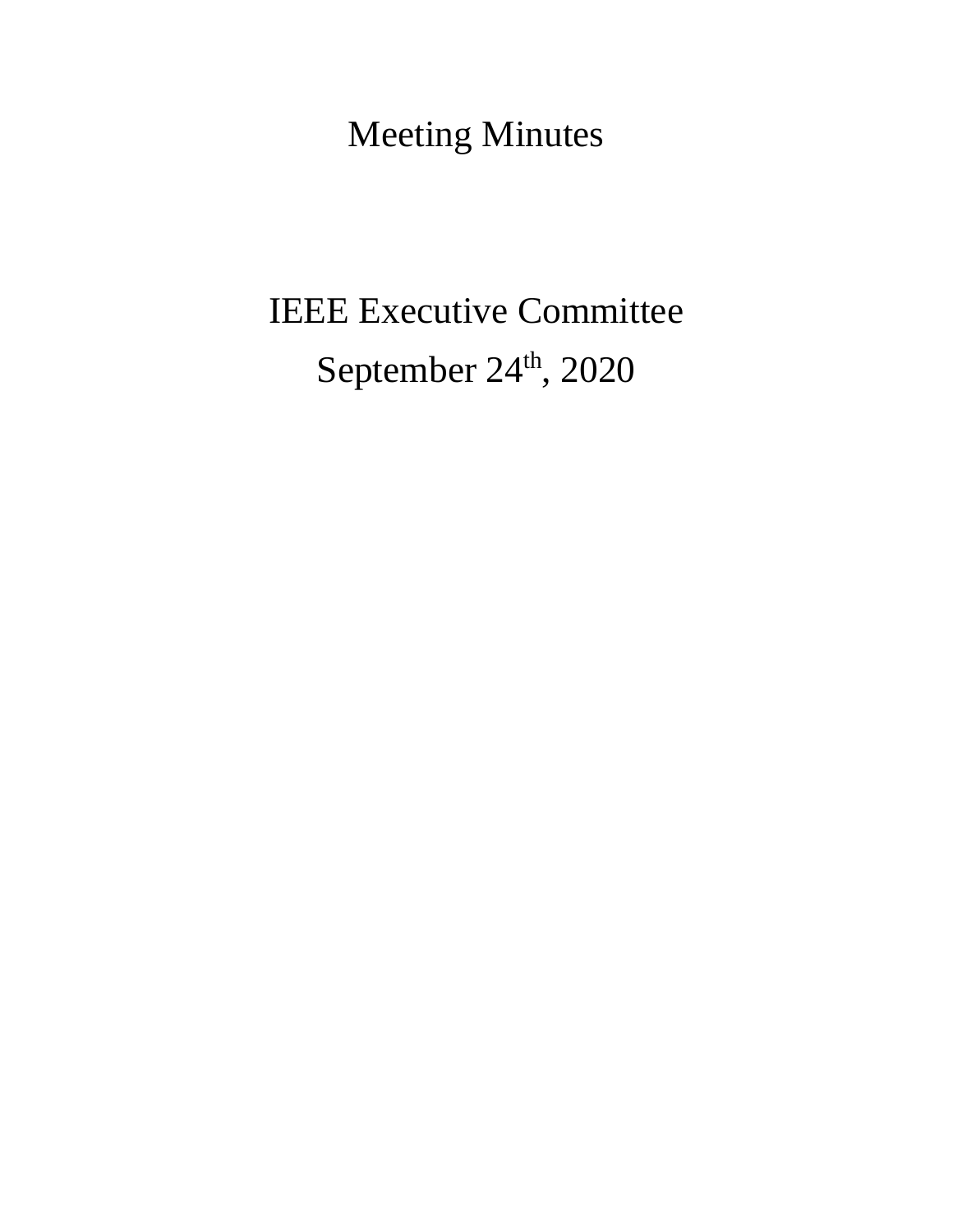# Meeting Minutes

# IEEE Executive Committee

## September 24th, 2020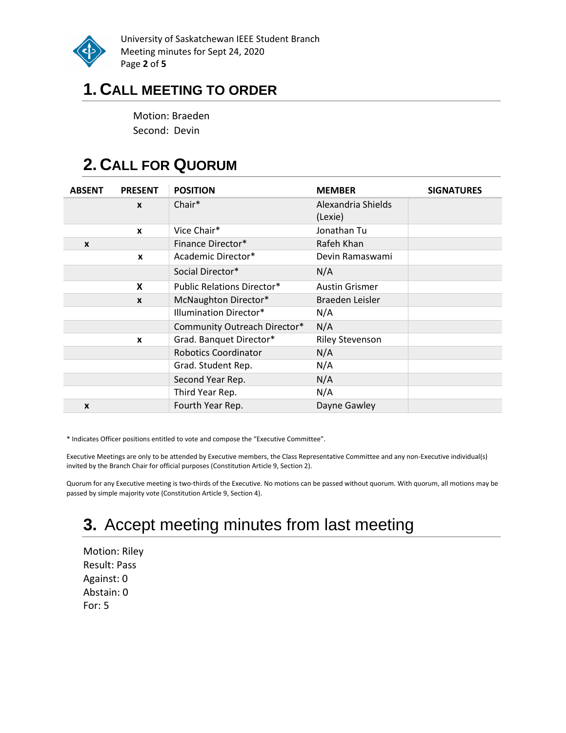# 1. CALL MEETING TO ORDER

Motion: Braeden
Second: Devin

# 2. CALL FOR QUORUM

| ABSENT | PRESENT | POSITION | MEMBER | SIGNATURES |
|---|---|---|---|---|
| | x | Chair* | Alexandria Shields (Lexie) | |
| | x | Vice Chair* | Jonathan Tu | |
| x | | Finance Director* | Rafeh Khan | |
| | x | Academic Director* | Devin Ramaswami | |
| | | Social Director* | N/A | |
| | X | Public Relations Director* | Austin Grismer | |
| | x | McNaughton Director* | Braeden Leisler | |
| | | Illumination Director* | N/A | |
| | | Community Outreach Director* | N/A | |
| | x | Grad. Banquet Director* | Riley Stevenson | |
| | | Robotics Coordinator | N/A | |
| | | Grad. Student Rep. | N/A | |
| | | Second Year Rep. | N/A | |
| | | Third Year Rep. | N/A | |
| x | | Fourth Year Rep. | Dayne Gawley | |

* Indicates Officer positions entitled to vote and compose the "Executive Committee".

Executive Meetings are only to be attended by Executive members, the Class Representative Committee and any non-Executive individual(s) invited by the Branch Chair for official purposes (Constitution Article 9, Section 2).

Quorum for any Executive meeting is two-thirds of the Executive. No motions can be passed without quorum. With quorum, all motions may be passed by simple majority vote (Constitution Article 9, Section 4).

# 3. Accept meeting minutes from last meeting

Motion: Riley
Result: Pass
Against: 0
Abstain: 0
For: 5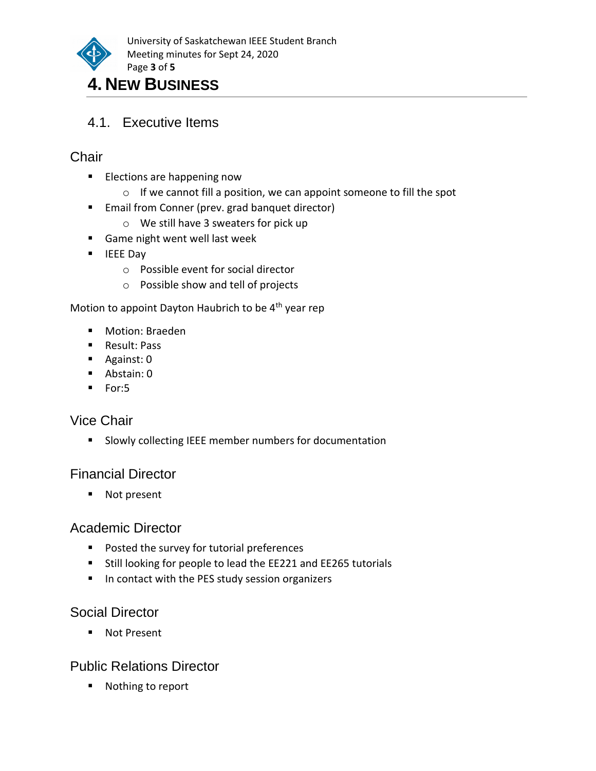# 4. New Business

## 4.1. Executive Items

### Chair

- Elections are happening now
  - If we cannot fill a position, we can appoint someone to fill the spot
- Email from Conner (prev. grad banquet director)
  - We still have 3 sweaters for pick up
- Game night went well last week
- IEEE Day
  - Possible event for social director
  - Possible show and tell of projects

Motion to appoint Dayton Haubrich to be 4$^{th}$ year rep

- Motion: Braeden
- Result: Pass
- Against: 0
- Abstain: 0
- For:5

### Vice Chair

- Slowly collecting IEEE member numbers for documentation

### Financial Director

- Not present

### Academic Director

- Posted the survey for tutorial preferences
- Still looking for people to lead the EE221 and EE265 tutorials
- In contact with the PES study session organizers

### Social Director

- Not Present

### Public Relations Director

- Nothing to report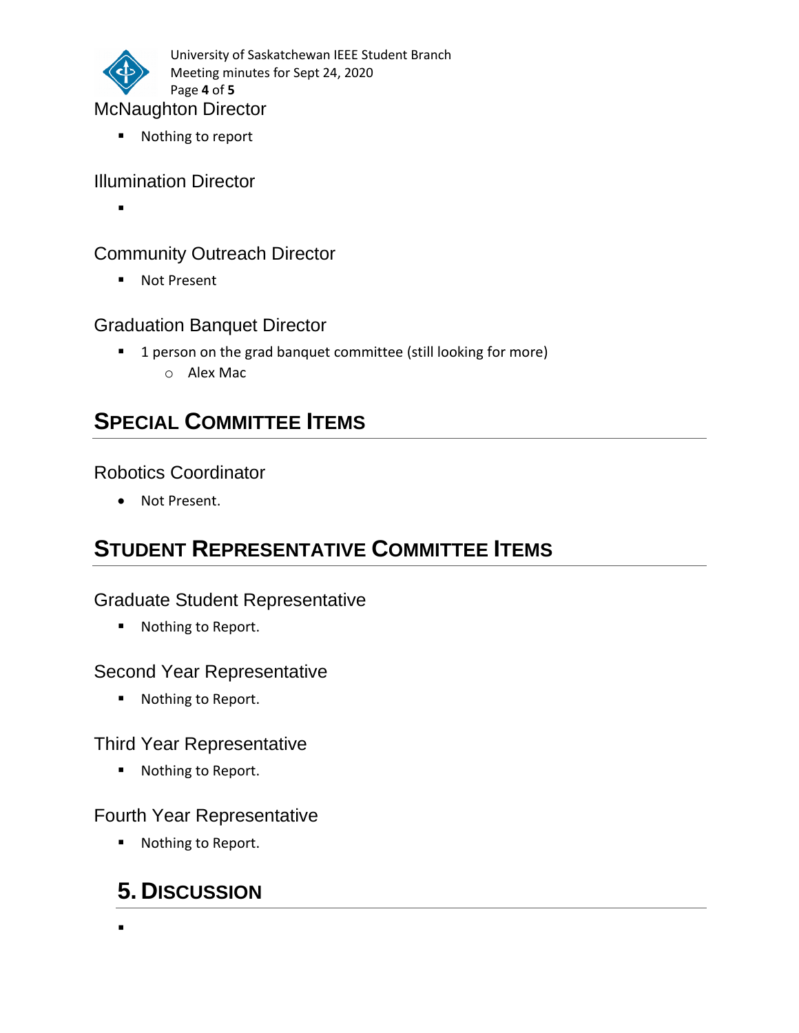### McNaughton Director

- Nothing to report

### Illumination Director

-

### Community Outreach Director

- Not Present

### Graduation Banquet Director

- 1 person on the grad banquet committee (still looking for more)
  - Alex Mac

## SPECIAL COMMITTEE ITEMS

### Robotics Coordinator

- Not Present.

## STUDENT REPRESENTATIVE COMMITTEE ITEMS

### Graduate Student Representative

- Nothing to Report.

### Second Year Representative

- Nothing to Report.

### Third Year Representative

- Nothing to Report.

### Fourth Year Representative

- Nothing to Report.

## 5. DISCUSSION

-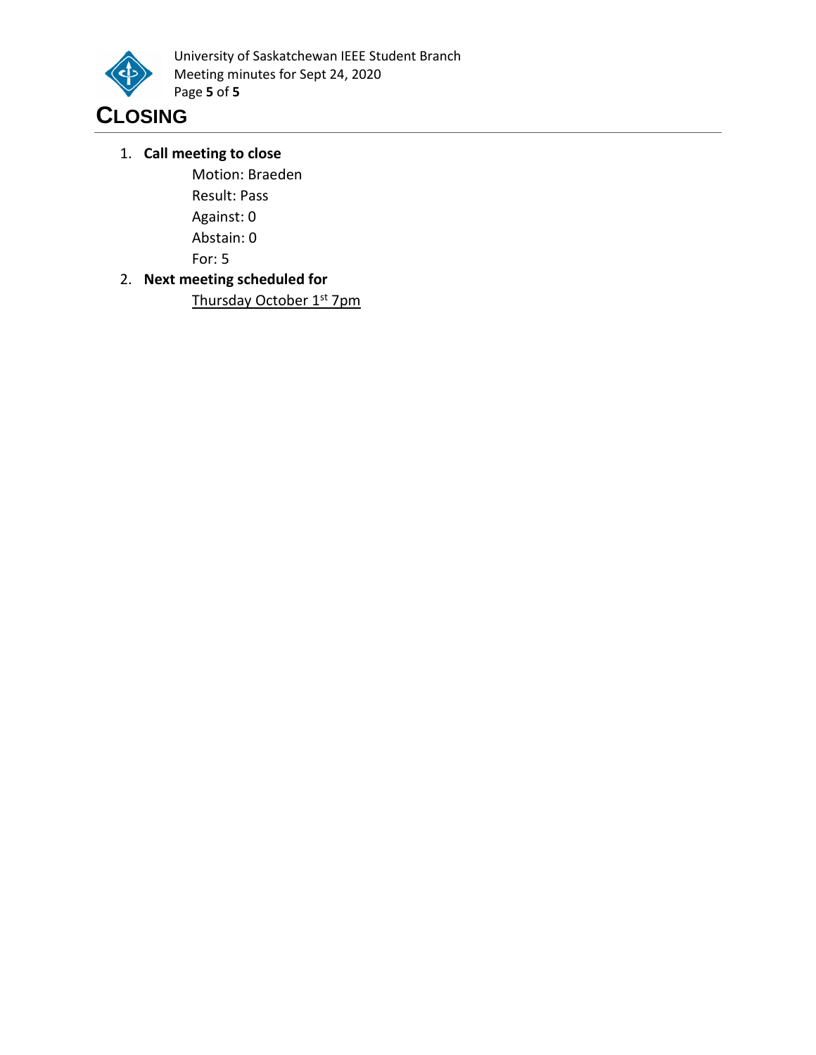# CLOSING

1. **Call meeting to close**

   Motion: Braeden

   Result: Pass

   Against: 0

   Abstain: 0

   For: 5

2. **Next meeting scheduled for**

   Thursday October 1st 7pm